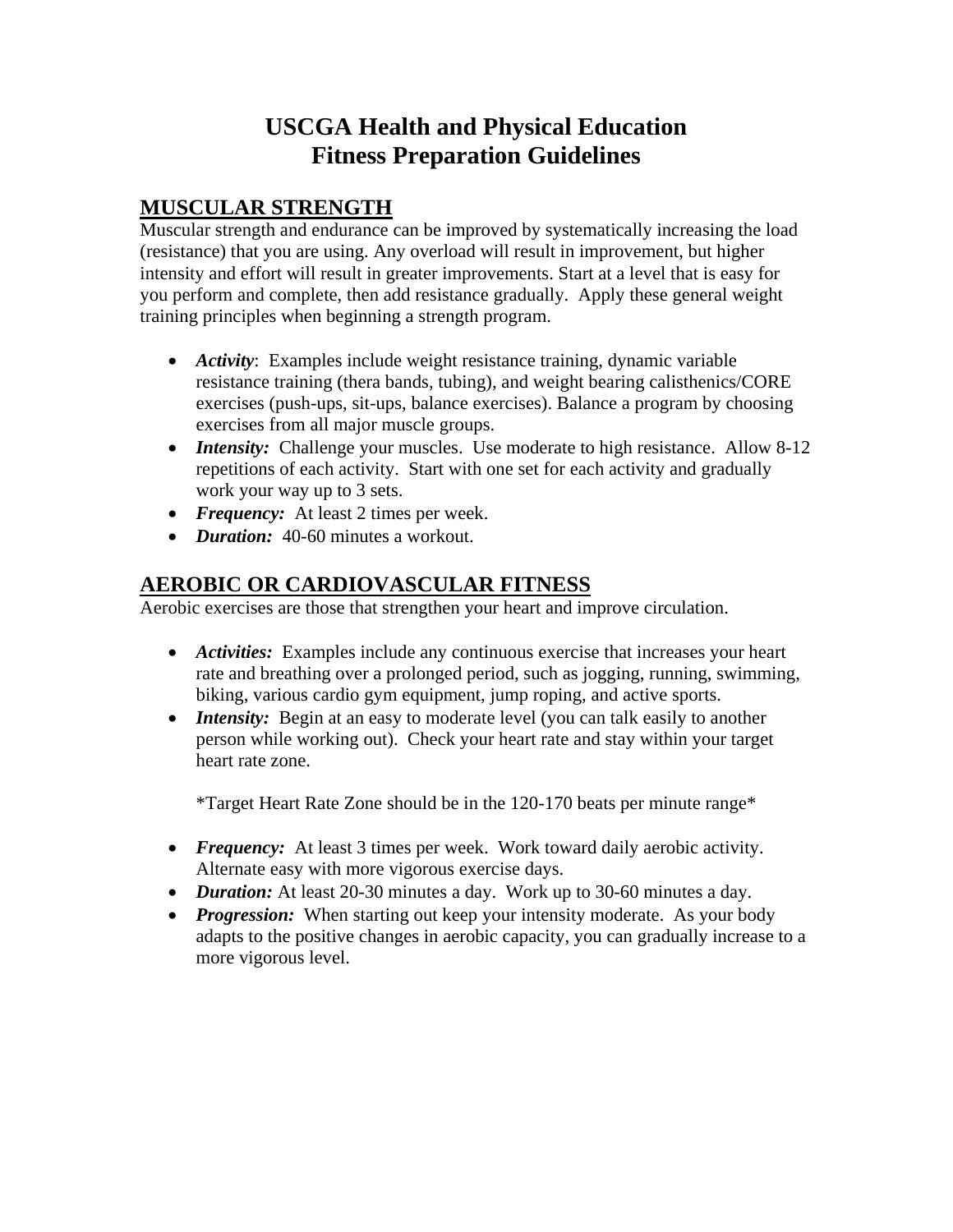# USCGA Health and Physical Education
# Fitness Preparation Guidelines

## MUSCULAR STRENGTH

Muscular strength and endurance can be improved by systematically increasing the load (resistance) that you are using. Any overload will result in improvement, but higher intensity and effort will result in greater improvements. Start at a level that is easy for you perform and complete, then add resistance gradually. Apply these general weight training principles when beginning a strength program.

- ***Activity***: Examples include weight resistance training, dynamic variable resistance training (thera bands, tubing), and weight bearing calisthenics/CORE exercises (push-ups, sit-ups, balance exercises). Balance a program by choosing exercises from all major muscle groups.
- ***Intensity:*** Challenge your muscles. Use moderate to high resistance. Allow 8-12 repetitions of each activity. Start with one set for each activity and gradually work your way up to 3 sets.
- ***Frequency:*** At least 2 times per week.
- ***Duration:*** 40-60 minutes a workout.

## AEROBIC OR CARDIOVASCULAR FITNESS

Aerobic exercises are those that strengthen your heart and improve circulation.

- ***Activities:*** Examples include any continuous exercise that increases your heart rate and breathing over a prolonged period, such as jogging, running, swimming, biking, various cardio gym equipment, jump roping, and active sports.
- ***Intensity:*** Begin at an easy to moderate level (you can talk easily to another person while working out). Check your heart rate and stay within your target heart rate zone.

  *Target Heart Rate Zone should be in the 120-170 beats per minute range*

- ***Frequency:*** At least 3 times per week. Work toward daily aerobic activity. Alternate easy with more vigorous exercise days.
- ***Duration:*** At least 20-30 minutes a day. Work up to 30-60 minutes a day.
- ***Progression:*** When starting out keep your intensity moderate. As your body adapts to the positive changes in aerobic capacity, you can gradually increase to a more vigorous level.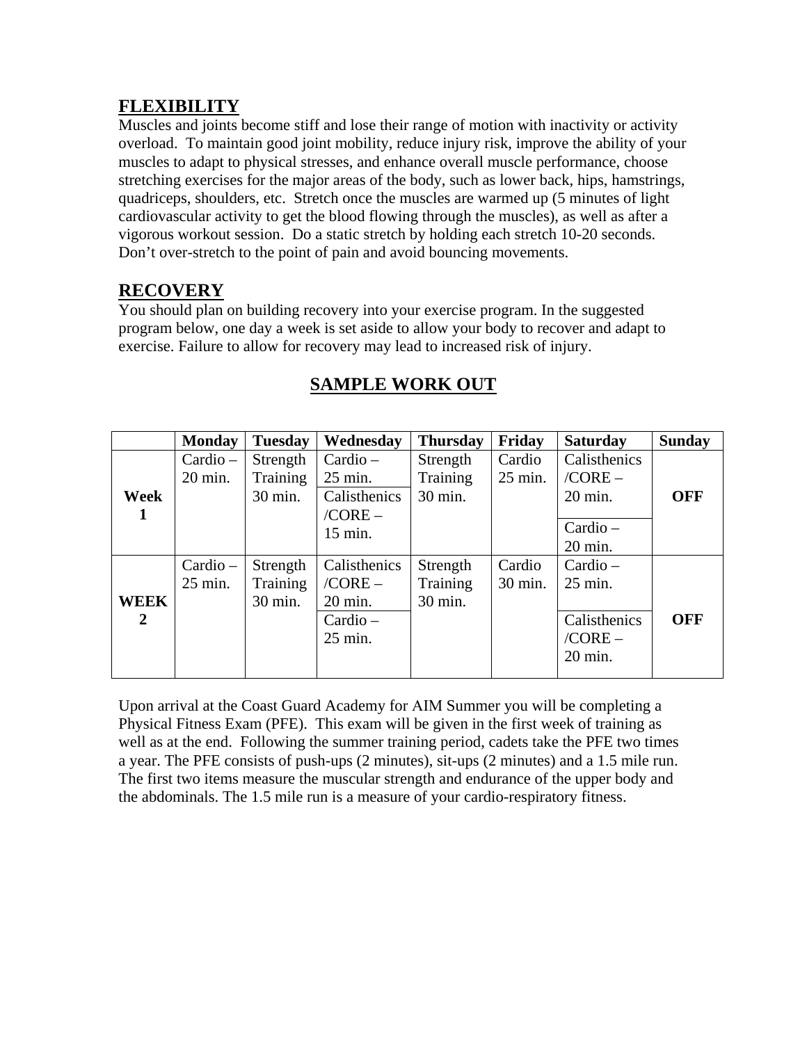## FLEXIBILITY

Muscles and joints become stiff and lose their range of motion with inactivity or activity overload. To maintain good joint mobility, reduce injury risk, improve the ability of your muscles to adapt to physical stresses, and enhance overall muscle performance, choose stretching exercises for the major areas of the body, such as lower back, hips, hamstrings, quadriceps, shoulders, etc. Stretch once the muscles are warmed up (5 minutes of light cardiovascular activity to get the blood flowing through the muscles), as well as after a vigorous workout session. Do a static stretch by holding each stretch 10-20 seconds. Don't over-stretch to the point of pain and avoid bouncing movements.

## RECOVERY

You should plan on building recovery into your exercise program. In the suggested program below, one day a week is set aside to allow your body to recover and adapt to exercise. Failure to allow for recovery may lead to increased risk of injury.

## SAMPLE WORK OUT

| | Monday | Tuesday | Wednesday | Thursday | Friday | Saturday | Sunday |
|---|---|---|---|---|---|---|---|
| **Week 1** | Cardio – 20 min. | Strength Training 30 min. | Cardio – 25 min.<br>Calisthenics /CORE – 15 min. | Strength Training 30 min. | Cardio 25 min. | Calisthenics /CORE – 20 min.<br>Cardio – 20 min. | **OFF** |
| **WEEK 2** | Cardio – 25 min. | Strength Training 30 min. | Calisthenics /CORE – 20 min.<br>Cardio – 25 min. | Strength Training 30 min. | Cardio 30 min. | Cardio – 25 min.<br>Calisthenics /CORE – 20 min. | **OFF** |

Upon arrival at the Coast Guard Academy for AIM Summer you will be completing a Physical Fitness Exam (PFE). This exam will be given in the first week of training as well as at the end. Following the summer training period, cadets take the PFE two times a year. The PFE consists of push-ups (2 minutes), sit-ups (2 minutes) and a 1.5 mile run. The first two items measure the muscular strength and endurance of the upper body and the abdominals. The 1.5 mile run is a measure of your cardio-respiratory fitness.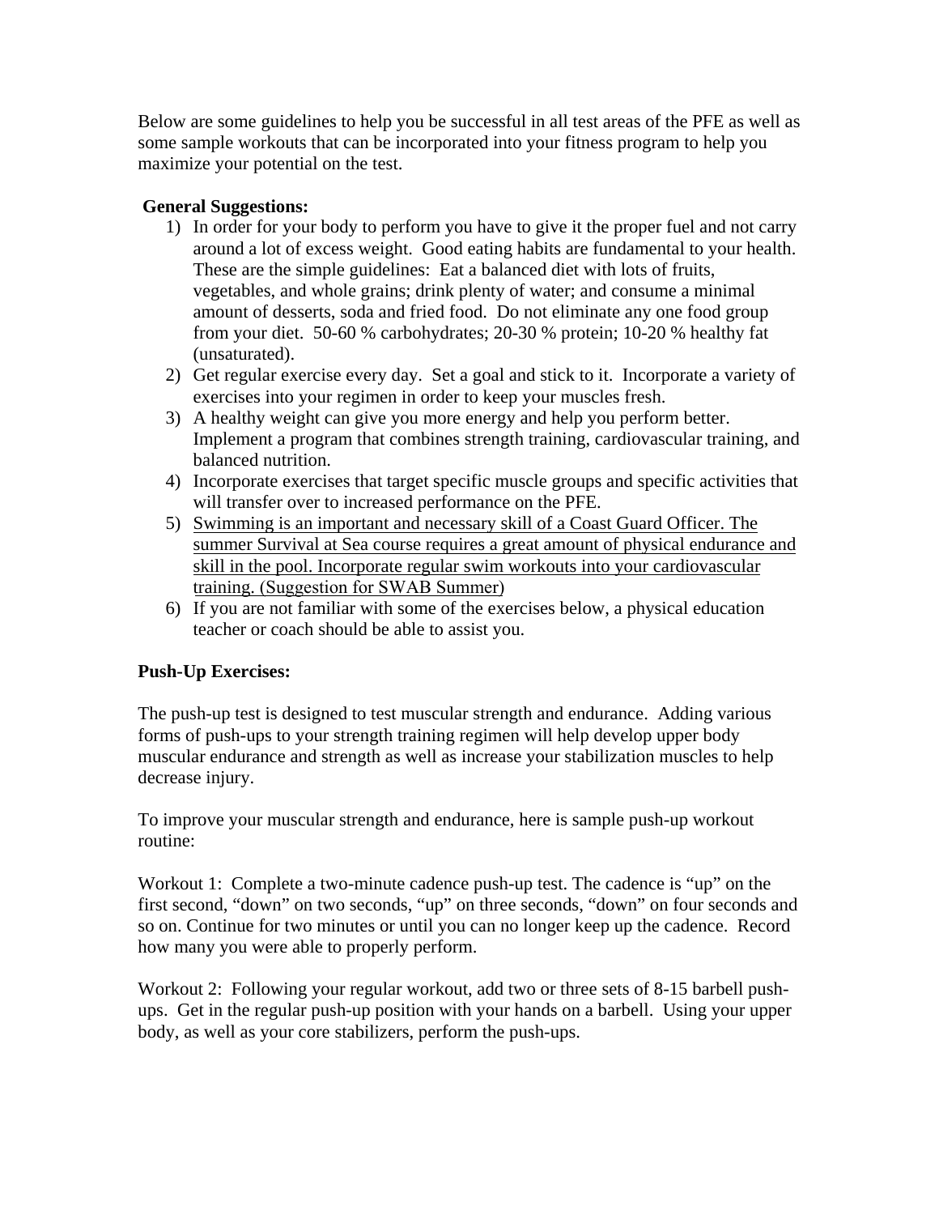Below are some guidelines to help you be successful in all test areas of the PFE as well as some sample workouts that can be incorporated into your fitness program to help you maximize your potential on the test.

**General Suggestions:**

1) In order for your body to perform you have to give it the proper fuel and not carry around a lot of excess weight. Good eating habits are fundamental to your health. These are the simple guidelines: Eat a balanced diet with lots of fruits, vegetables, and whole grains; drink plenty of water; and consume a minimal amount of desserts, soda and fried food. Do not eliminate any one food group from your diet. 50-60 % carbohydrates; 20-30 % protein; 10-20 % healthy fat (unsaturated).
2) Get regular exercise every day. Set a goal and stick to it. Incorporate a variety of exercises into your regimen in order to keep your muscles fresh.
3) A healthy weight can give you more energy and help you perform better. Implement a program that combines strength training, cardiovascular training, and balanced nutrition.
4) Incorporate exercises that target specific muscle groups and specific activities that will transfer over to increased performance on the PFE.
5) <u>Swimming is an important and necessary skill of a Coast Guard Officer. The summer Survival at Sea course requires a great amount of physical endurance and skill in the pool. Incorporate regular swim workouts into your cardiovascular training. (Suggestion for SWAB Summer)</u>
6) If you are not familiar with some of the exercises below, a physical education teacher or coach should be able to assist you.

**Push-Up Exercises:**

The push-up test is designed to test muscular strength and endurance. Adding various forms of push-ups to your strength training regimen will help develop upper body muscular endurance and strength as well as increase your stabilization muscles to help decrease injury.

To improve your muscular strength and endurance, here is sample push-up workout routine:

Workout 1: Complete a two-minute cadence push-up test. The cadence is “up” on the first second, “down” on two seconds, “up” on three seconds, “down” on four seconds and so on. Continue for two minutes or until you can no longer keep up the cadence. Record how many you were able to properly perform.

Workout 2: Following your regular workout, add two or three sets of 8-15 barbell push-ups. Get in the regular push-up position with your hands on a barbell. Using your upper body, as well as your core stabilizers, perform the push-ups.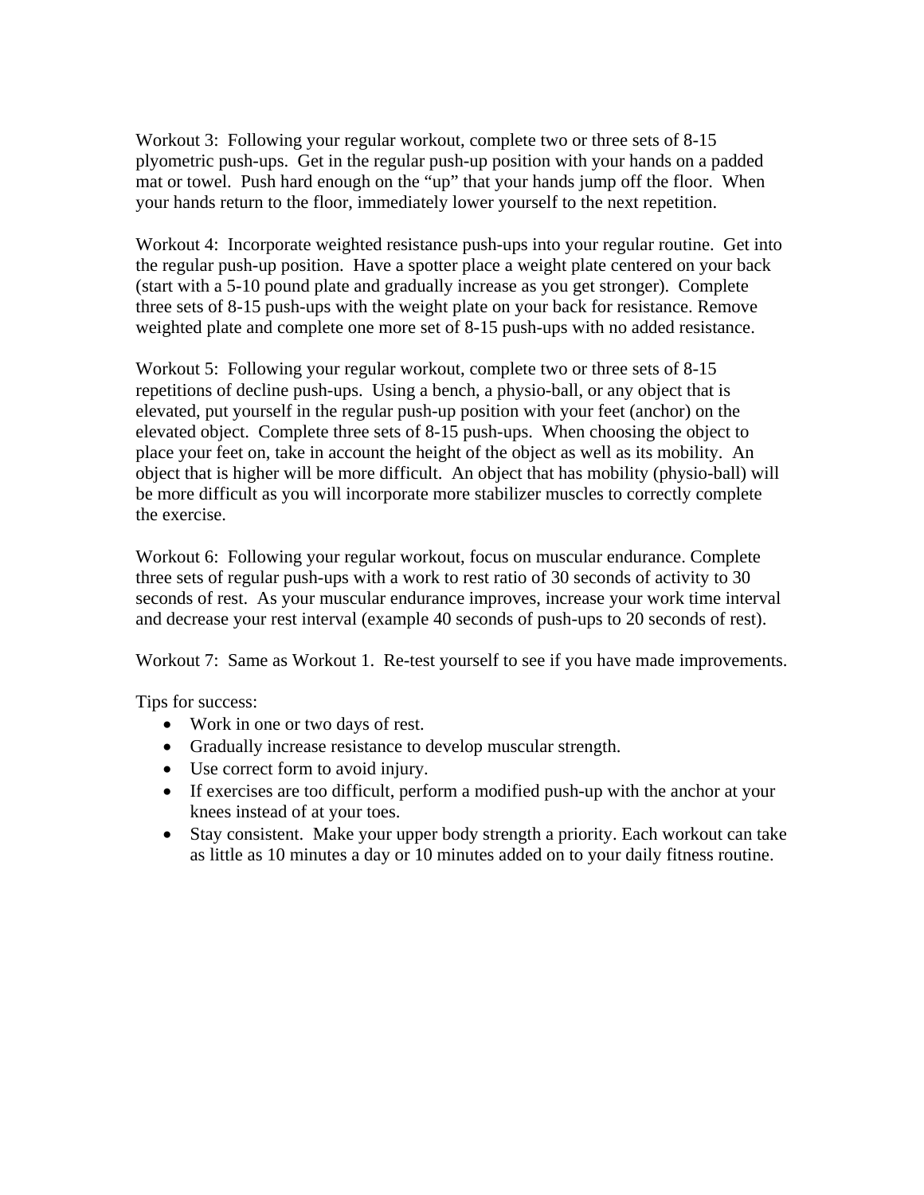Workout 3: Following your regular workout, complete two or three sets of 8-15 plyometric push-ups. Get in the regular push-up position with your hands on a padded mat or towel. Push hard enough on the "up" that your hands jump off the floor. When your hands return to the floor, immediately lower yourself to the next repetition.

Workout 4: Incorporate weighted resistance push-ups into your regular routine. Get into the regular push-up position. Have a spotter place a weight plate centered on your back (start with a 5-10 pound plate and gradually increase as you get stronger). Complete three sets of 8-15 push-ups with the weight plate on your back for resistance. Remove weighted plate and complete one more set of 8-15 push-ups with no added resistance.

Workout 5: Following your regular workout, complete two or three sets of 8-15 repetitions of decline push-ups. Using a bench, a physio-ball, or any object that is elevated, put yourself in the regular push-up position with your feet (anchor) on the elevated object. Complete three sets of 8-15 push-ups. When choosing the object to place your feet on, take in account the height of the object as well as its mobility. An object that is higher will be more difficult. An object that has mobility (physio-ball) will be more difficult as you will incorporate more stabilizer muscles to correctly complete the exercise.

Workout 6: Following your regular workout, focus on muscular endurance. Complete three sets of regular push-ups with a work to rest ratio of 30 seconds of activity to 30 seconds of rest. As your muscular endurance improves, increase your work time interval and decrease your rest interval (example 40 seconds of push-ups to 20 seconds of rest).

Workout 7: Same as Workout 1. Re-test yourself to see if you have made improvements.

Tips for success:

- Work in one or two days of rest.
- Gradually increase resistance to develop muscular strength.
- Use correct form to avoid injury.
- If exercises are too difficult, perform a modified push-up with the anchor at your knees instead of at your toes.
- Stay consistent. Make your upper body strength a priority. Each workout can take as little as 10 minutes a day or 10 minutes added on to your daily fitness routine.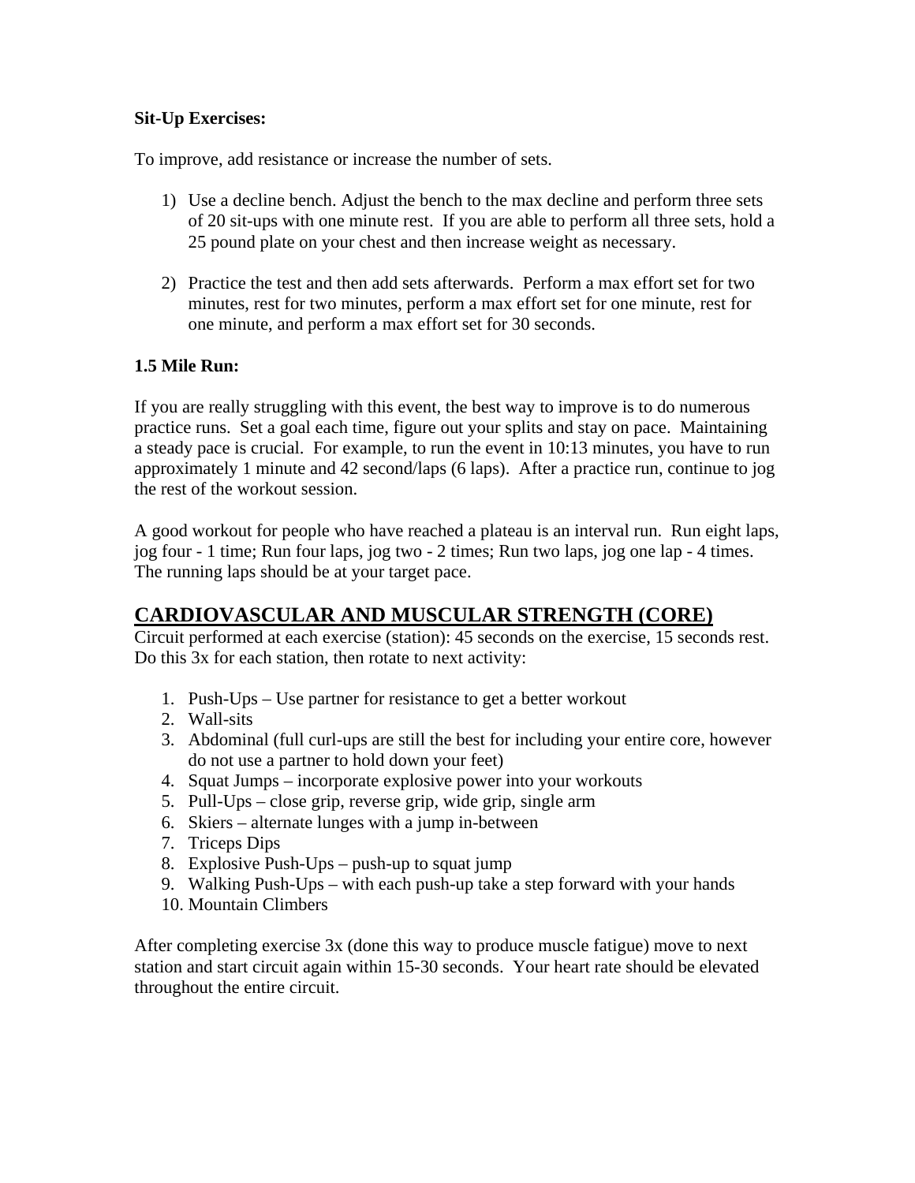**Sit-Up Exercises:**

To improve, add resistance or increase the number of sets.

1) Use a decline bench. Adjust the bench to the max decline and perform three sets of 20 sit-ups with one minute rest. If you are able to perform all three sets, hold a 25 pound plate on your chest and then increase weight as necessary.

2) Practice the test and then add sets afterwards. Perform a max effort set for two minutes, rest for two minutes, perform a max effort set for one minute, rest for one minute, and perform a max effort set for 30 seconds.

**1.5 Mile Run:**

If you are really struggling with this event, the best way to improve is to do numerous practice runs. Set a goal each time, figure out your splits and stay on pace. Maintaining a steady pace is crucial. For example, to run the event in 10:13 minutes, you have to run approximately 1 minute and 42 second/laps (6 laps). After a practice run, continue to jog the rest of the workout session.

A good workout for people who have reached a plateau is an interval run. Run eight laps, jog four - 1 time; Run four laps, jog two - 2 times; Run two laps, jog one lap - 4 times. The running laps should be at your target pace.

## CARDIOVASCULAR AND MUSCULAR STRENGTH (CORE)

Circuit performed at each exercise (station): 45 seconds on the exercise, 15 seconds rest. Do this 3x for each station, then rotate to next activity:

1. Push-Ups – Use partner for resistance to get a better workout
2. Wall-sits
3. Abdominal (full curl-ups are still the best for including your entire core, however do not use a partner to hold down your feet)
4. Squat Jumps – incorporate explosive power into your workouts
5. Pull-Ups – close grip, reverse grip, wide grip, single arm
6. Skiers – alternate lunges with a jump in-between
7. Triceps Dips
8. Explosive Push-Ups – push-up to squat jump
9. Walking Push-Ups – with each push-up take a step forward with your hands
10. Mountain Climbers

After completing exercise 3x (done this way to produce muscle fatigue) move to next station and start circuit again within 15-30 seconds. Your heart rate should be elevated throughout the entire circuit.